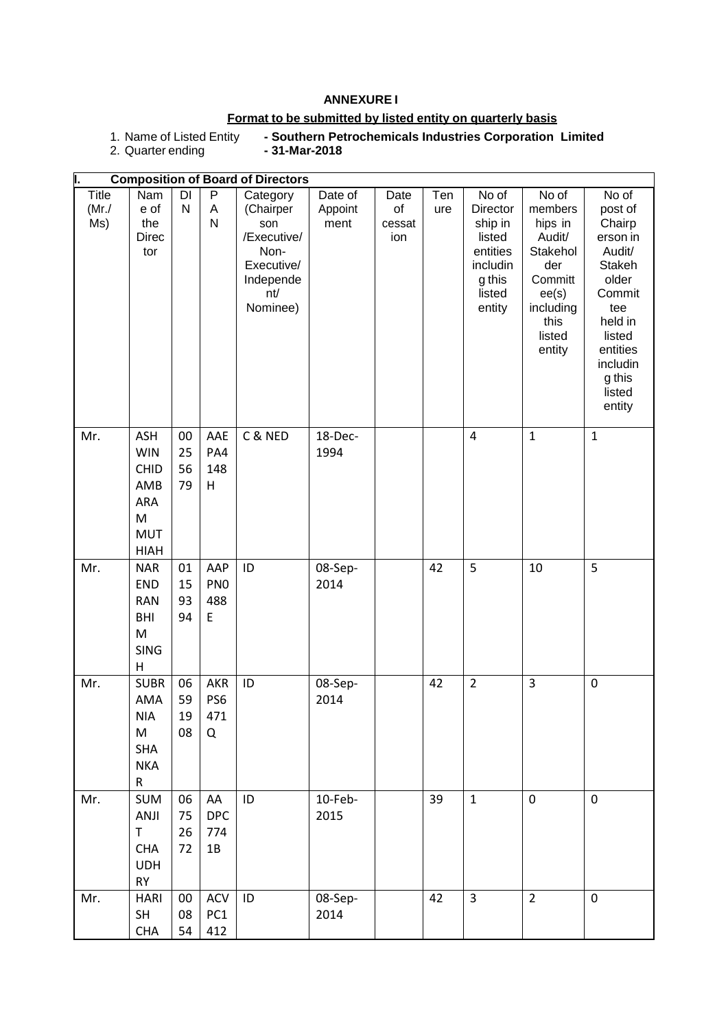**ANNEXURE I**

**Format to be submitted by listed entity on quarterly basis**

1. Name of Listed Entity **- Southern Petrochemicals Industries Corporation Limited**
2. Quarter ending **- 31-Mar-2018**

| I. Composition of Board of Directors | | | | | | | | | | |
|---|---|---|---|---|---|---|---|---|---|---|
| Title (Mr./ Ms) | Name of the Director | DIN | PAN | Category (Chairperson /Executive/ Non-Executive/ Independent/ Nominee) | Date of Appointment | Date of cessation | Tenure | No of Directorship in listed entities including this listed entity | No of memberships in Audit/ Stakeholder Committee(s) including this listed entity | No of post of Chairperson in Audit/ Stakeholder Committee held in listed entities including this listed entity |
| Mr. | ASHWIN CHIDAMBARAM MUTHIAH | 00255679 | AAEPA4148H | C & NED | 18-Dec-1994 | | | 4 | 1 | 1 |
| Mr. | NARENDRAN BHIM SINGH | 01159394 | AAPPN0488E | ID | 08-Sep-2014 | | 42 | 5 | 10 | 5 |
| Mr. | SUBRAMANIAM SHANKAR | 06591908 | AKRPS6471Q | ID | 08-Sep-2014 | | 42 | 2 | 3 | 0 |
| Mr. | SUMANJIT CHAUDHRY | 06752672 | AADPC7741B | ID | 10-Feb-2015 | | 39 | 1 | 0 | 0 |
| Mr. | HARISH CHA | 000854 | ACVPC1412 | ID | 08-Sep-2014 | | 42 | 3 | 2 | 0 |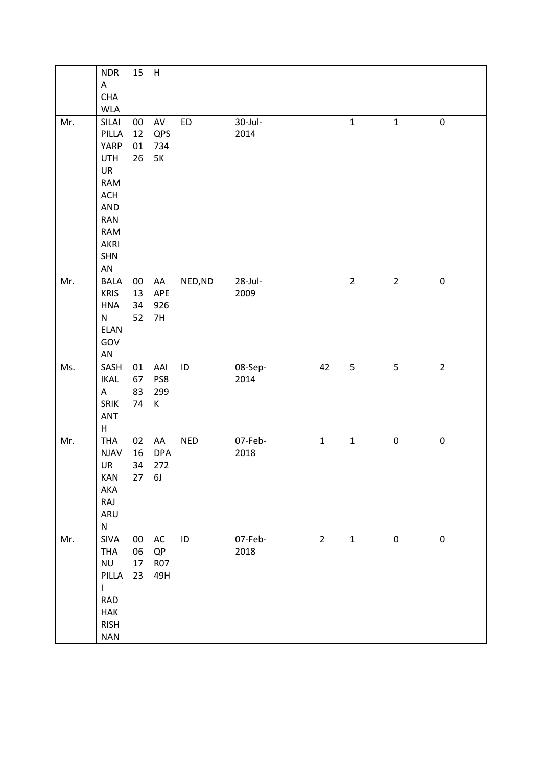| | NDRA CHAWLA | 15 | H | | | | | | | |
|---|---|---|---|---|---|---|---|---|---|---|
| Mr. | SILAI PILLAYARPUTHUR RAMACHANDRAN RAMAKRISHNAN | 00120126 | AVQPS7345K | ED | 30-Jul-2014 | | | 1 | 1 | 0 |
| Mr. | BALAKRISHNAN ELANGOVAN | 00133452 | AAAPE9267H | NED,ND | 28-Jul-2009 | | | 2 | 2 | 0 |
| Ms. | SASHIKALA SRIKANTH | 01678374 | AAIPS8299K | ID | 08-Sep-2014 | | 42 | 5 | 5 | 2 |
| Mr. | THANJAVUR KANAKARAJ ARUN | 02163427 | AADPA2726J | NED | 07-Feb-2018 | | 1 | 1 | 0 | 0 |
| Mr. | SIVATHANU PILLAI RADHAKRISHNAN | 00061723 | ACQPR0749H | ID | 07-Feb-2018 | | 2 | 1 | 0 | 0 |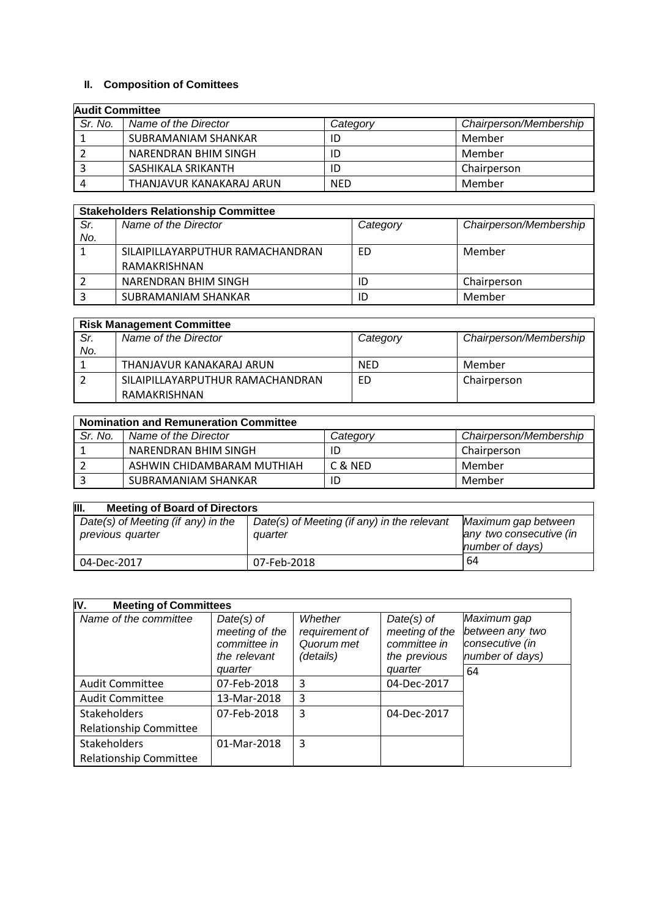## II. Composition of Comittees

| Audit Committee | | | |
|---|---|---|---|
| *Sr. No.* | *Name of the Director* | *Category* | *Chairperson/Membership* |
| 1 | SUBRAMANIAM SHANKAR | ID | Member |
| 2 | NARENDRAN BHIM SINGH | ID | Member |
| 3 | SASHIKALA SRIKANTH | ID | Chairperson |
| 4 | THANJAVUR KANAKARAJ ARUN | NED | Member |

| Stakeholders Relationship Committee | | | |
|---|---|---|---|
| *Sr. No.* | *Name of the Director* | *Category* | *Chairperson/Membership* |
| 1 | SILAIPILLAYARPUTHUR RAMACHANDRAN RAMAKRISHNAN | ED | Member |
| 2 | NARENDRAN BHIM SINGH | ID | Chairperson |
| 3 | SUBRAMANIAM SHANKAR | ID | Member |

| Risk Management Committee | | | |
|---|---|---|---|
| *Sr. No.* | *Name of the Director* | *Category* | *Chairperson/Membership* |
| 1 | THANJAVUR KANAKARAJ ARUN | NED | Member |
| 2 | SILAIPILLAYARPUTHUR RAMACHANDRAN RAMAKRISHNAN | ED | Chairperson |

| Nomination and Remuneration Committee | | | |
|---|---|---|---|
| *Sr. No.* | *Name of the Director* | *Category* | *Chairperson/Membership* |
| 1 | NARENDRAN BHIM SINGH | ID | Chairperson |
| 2 | ASHWIN CHIDAMBARAM MUTHIAH | C & NED | Member |
| 3 | SUBRAMANIAM SHANKAR | ID | Member |

## III. Meeting of Board of Directors

| *Date(s) of Meeting (if any) in the previous quarter* | *Date(s) of Meeting (if any) in the relevant quarter* | *Maximum gap between any two consecutive (in number of days)* |
|---|---|---|
| 04-Dec-2017 | 07-Feb-2018 | 64 |

## IV. Meeting of Committees

| *Name of the committee* | *Date(s) of meeting of the committee in the relevant quarter* | *Whether requirement of Quorum met (details)* | *Date(s) of meeting of the committee in the previous quarter* | *Maximum gap between any two consecutive (in number of days)* |
|---|---|---|---|---|
| Audit Committee | 07-Feb-2018 | 3 | 04-Dec-2017 | 64 |
| Audit Committee | 13-Mar-2018 | 3 | | |
| Stakeholders Relationship Committee | 07-Feb-2018 | 3 | 04-Dec-2017 | |
| Stakeholders Relationship Committee | 01-Mar-2018 | 3 | | |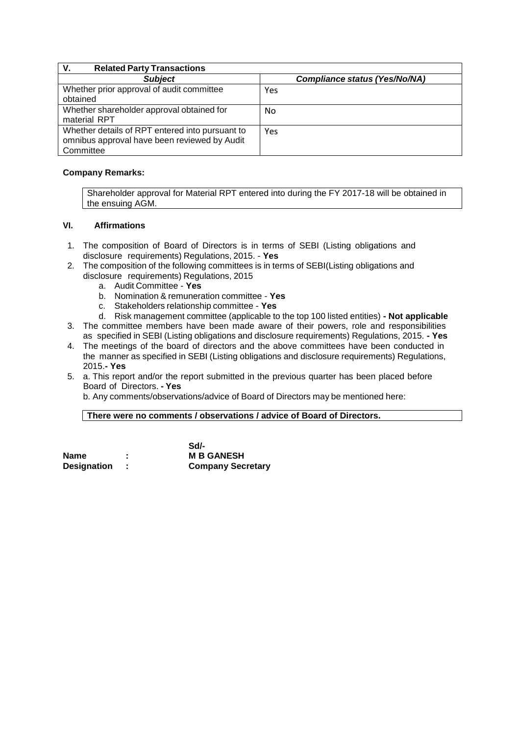| V. Related Party Transactions | |
|---|---|
| ***Subject*** | ***Compliance status (Yes/No/NA)*** |
| Whether prior approval of audit committee obtained | Yes |
| Whether shareholder approval obtained for material RPT | No |
| Whether details of RPT entered into pursuant to omnibus approval have been reviewed by Audit Committee | Yes |

**Company Remarks:**

| Shareholder approval for Material RPT entered into during the FY 2017-18 will be obtained in the ensuing AGM. |
|---|

### VI. Affirmations

1. The composition of Board of Directors is in terms of SEBI (Listing obligations and disclosure requirements) Regulations, 2015. - **Yes**
2. The composition of the following committees is in terms of SEBI(Listing obligations and disclosure requirements) Regulations, 2015
   a. Audit Committee - **Yes**
   b. Nomination & remuneration committee - **Yes**
   c. Stakeholders relationship committee - **Yes**
   d. Risk management committee (applicable to the top 100 listed entities) **- Not applicable**
3. The committee members have been made aware of their powers, role and responsibilities as specified in SEBI (Listing obligations and disclosure requirements) Regulations, 2015. **- Yes**
4. The meetings of the board of directors and the above committees have been conducted in the manner as specified in SEBI (Listing obligations and disclosure requirements) Regulations, 2015.**- Yes**
5. a. This report and/or the report submitted in the previous quarter has been placed before Board of Directors. **- Yes**

   b. Any comments/observations/advice of Board of Directors may be mentioned here:

| **There were no comments / observations / advice of Board of Directors.** |
|---|

**Sd/-**

**Name : M B GANESH**

**Designation : Company Secretary**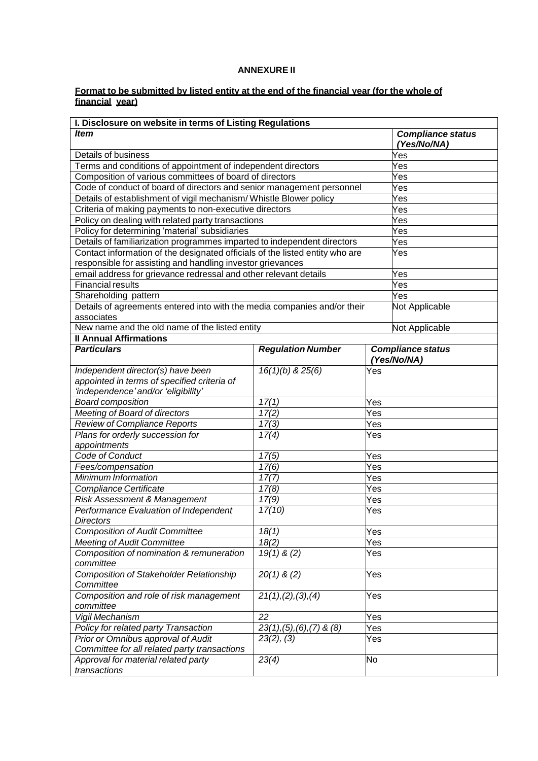**ANNEXURE II**

**Format to be submitted by listed entity at the end of the financial year (for the whole of financial year)**

| I. Disclosure on website in terms of Listing Regulations | |
|---|---|
| ***Item*** | ***Compliance status (Yes/No/NA)*** |
| Details of business | Yes |
| Terms and conditions of appointment of independent directors | Yes |
| Composition of various committees of board of directors | Yes |
| Code of conduct of board of directors and senior management personnel | Yes |
| Details of establishment of vigil mechanism/ Whistle Blower policy | Yes |
| Criteria of making payments to non-executive directors | Yes |
| Policy on dealing with related party transactions | Yes |
| Policy for determining 'material' subsidiaries | Yes |
| Details of familiarization programmes imparted to independent directors | Yes |
| Contact information of the designated officials of the listed entity who are responsible for assisting and handling investor grievances | Yes |
| email address for grievance redressal and other relevant details | Yes |
| Financial results | Yes |
| Shareholding pattern | Yes |
| Details of agreements entered into with the media companies and/or their associates | Not Applicable |
| New name and the old name of the listed entity | Not Applicable |

| II Annual Affirmations | | |
|---|---|---|
| ***Particulars*** | ***Regulation Number*** | ***Compliance status (Yes/No/NA)*** |
| *Independent director(s) have been appointed in terms of specified criteria of 'independence' and/or 'eligibility'* | *16(1)(b) & 25(6)* | Yes |
| *Board composition* | *17(1)* | Yes |
| *Meeting of Board of directors* | *17(2)* | Yes |
| *Review of Compliance Reports* | *17(3)* | Yes |
| *Plans for orderly succession for appointments* | *17(4)* | Yes |
| *Code of Conduct* | *17(5)* | Yes |
| *Fees/compensation* | *17(6)* | Yes |
| *Minimum Information* | *17(7)* | Yes |
| *Compliance Certificate* | *17(8)* | Yes |
| *Risk Assessment & Management* | *17(9)* | Yes |
| *Performance Evaluation of Independent Directors* | *17(10)* | Yes |
| *Composition of Audit Committee* | *18(1)* | Yes |
| *Meeting of Audit Committee* | *18(2)* | Yes |
| *Composition of nomination & remuneration committee* | *19(1) & (2)* | Yes |
| *Composition of Stakeholder Relationship Committee* | *20(1) & (2)* | Yes |
| *Composition and role of risk management committee* | *21(1),(2),(3),(4)* | Yes |
| *Vigil Mechanism* | *22* | Yes |
| *Policy for related party Transaction* | *23(1),(5),(6),(7) & (8)* | Yes |
| *Prior or Omnibus approval of Audit Committee for all related party transactions* | *23(2), (3)* | Yes |
| *Approval for material related party transactions* | *23(4)* | No |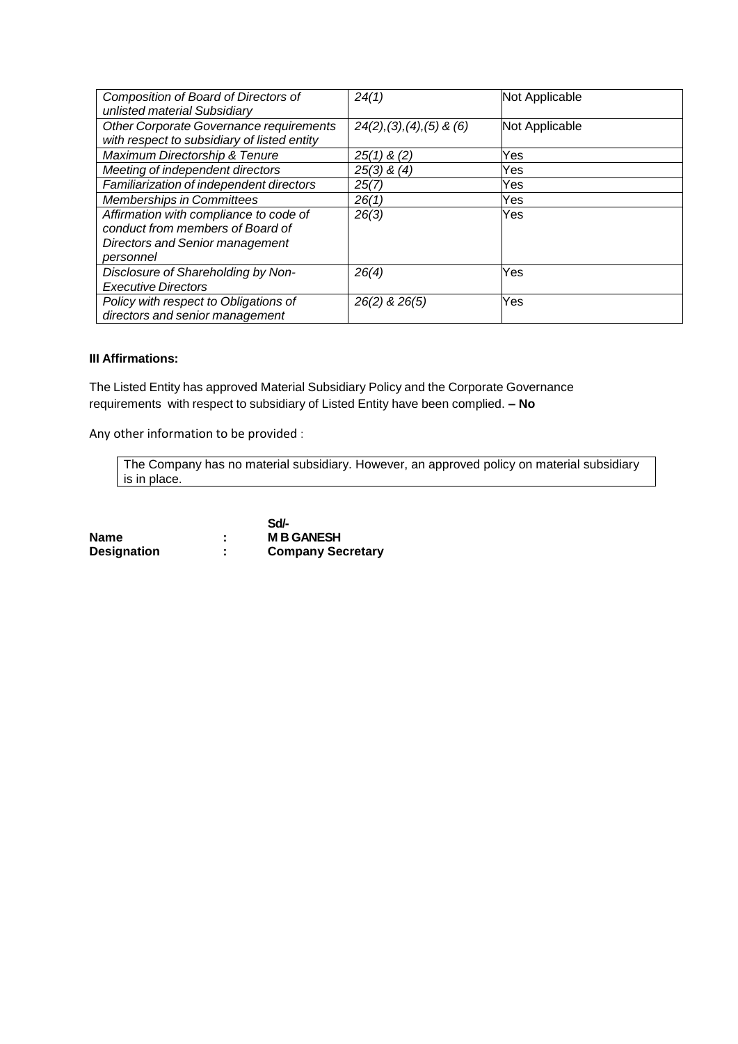| | | |
|---|---|---|
| *Composition of Board of Directors of unlisted material Subsidiary* | *24(1)* | Not Applicable |
| *Other Corporate Governance requirements with respect to subsidiary of listed entity* | *24(2),(3),(4),(5) & (6)* | Not Applicable |
| *Maximum Directorship & Tenure* | *25(1) & (2)* | Yes |
| *Meeting of independent directors* | *25(3) & (4)* | Yes |
| *Familiarization of independent directors* | *25(7)* | Yes |
| *Memberships in Committees* | *26(1)* | Yes |
| *Affirmation with compliance to code of conduct from members of Board of Directors and Senior management personnel* | *26(3)* | Yes |
| *Disclosure of Shareholding by Non-Executive Directors* | *26(4)* | Yes |
| *Policy with respect to Obligations of directors and senior management* | *26(2) & 26(5)* | Yes |

**III Affirmations:**

The Listed Entity has approved Material Subsidiary Policy and the Corporate Governance requirements with respect to subsidiary of Listed Entity have been complied. **– No**

Any other information to be provided :

The Company has no material subsidiary. However, an approved policy on material subsidiary is in place.

**Sd/-**

**Name : M B GANESH**

**Designation : Company Secretary**